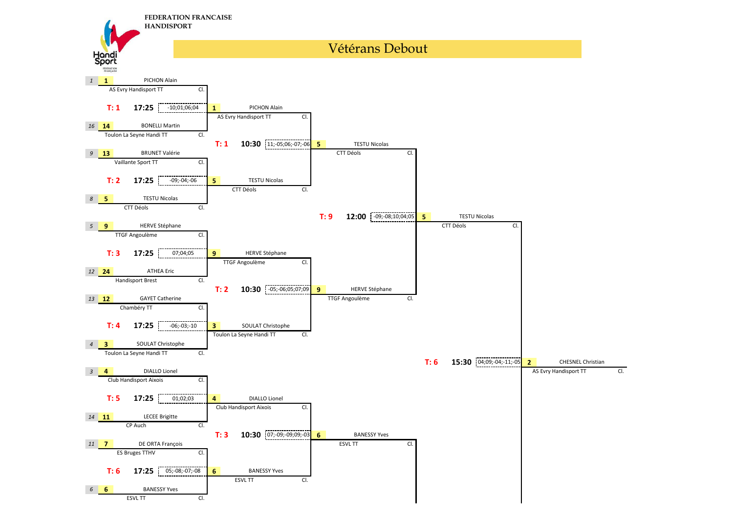FEDERATION FRANCAISE HANDISPORT

# Vétérans Debout

## Premier tour

| Rang | N° | Joueur | Club | Table | Heure | Score | Vainqueur |
|---|---|---|---|---|---|---|---|
| 1 | 1 | PICHON Alain | AS Evry Handisport TT | T: 1 | 17:25 | -10;01;06;04 | 1 PICHON Alain (AS Evry Handisport TT) |
| 16 | 14 | BONELLI Martin | Toulon La Seyne Handi TT | | | | |
| 9 | 13 | BRUNET Valérie | Vaillante Sport TT | T: 2 | 17:25 | -09;-04;-06 | 5 TESTU Nicolas (CTT Déols) |
| 8 | 5 | TESTU Nicolas | CTT Déols | | | | |
| 5 | 9 | HERVE Stéphane | TTGF Angoulème | T: 3 | 17:25 | 07;04;05 | 9 HERVE Stéphane (TTGF Angoulème) |
| 12 | 24 | ATHEA Eric | Handisport Brest | | | | |
| 13 | 12 | GAYET Catherine | Chambéry TT | T: 4 | 17:25 | -06;-03;-10 | 3 SOULAT Christophe (Toulon La Seyne Handi TT) |
| 4 | 3 | SOULAT Christophe | Toulon La Seyne Handi TT | | | | |
| 3 | 4 | DIALLO Lionel | Club Handisport Aixois | T: 5 | 17:25 | 01;02;03 | 4 DIALLO Lionel (Club Handisport Aixois) |
| 14 | 11 | LECEE Brigitte | CP Auch | | | | |
| 11 | 7 | DE ORTA François | ES Bruges TTHV | T: 6 | 17:25 | 05;-08;-07;-08 | 6 BANESSY Yves (ESVL TT) |
| 6 | 6 | BANESSY Yves | ESVL TT | | | | |

## Deuxième tour

| Match | Table | Heure | Score | Vainqueur |
|---|---|---|---|---|
| 1 PICHON Alain – 5 TESTU Nicolas | T: 1 | 10:30 | 11;-05;06;-07;-06 | 5 TESTU Nicolas (CTT Déols) |
| 9 HERVE Stéphane – 3 SOULAT Christophe | T: 2 | 10:30 | -05;-06;05;07;09 | 9 HERVE Stéphane (TTGF Angoulème) |
| 4 DIALLO Lionel – 6 BANESSY Yves | T: 3 | 10:30 | 07;-09;-09;09;-03 | 6 BANESSY Yves (ESVL TT) |

## Troisième tour

| Match | Table | Heure | Score | Vainqueur |
|---|---|---|---|---|
| 5 TESTU Nicolas – 9 HERVE Stéphane | T: 9 | 12:00 | -09;-08;10;04;05 | 5 TESTU Nicolas (CTT Déols) |

## Tour suivant

| Match | Table | Heure | Score | Vainqueur |
|---|---|---|---|---|
| 5 TESTU Nicolas – 2 CHESNEL Christian | T: 6 | 15:30 | 04;09;-04;-11;-05 | 2 CHESNEL Christian (AS Evry Handisport TT) |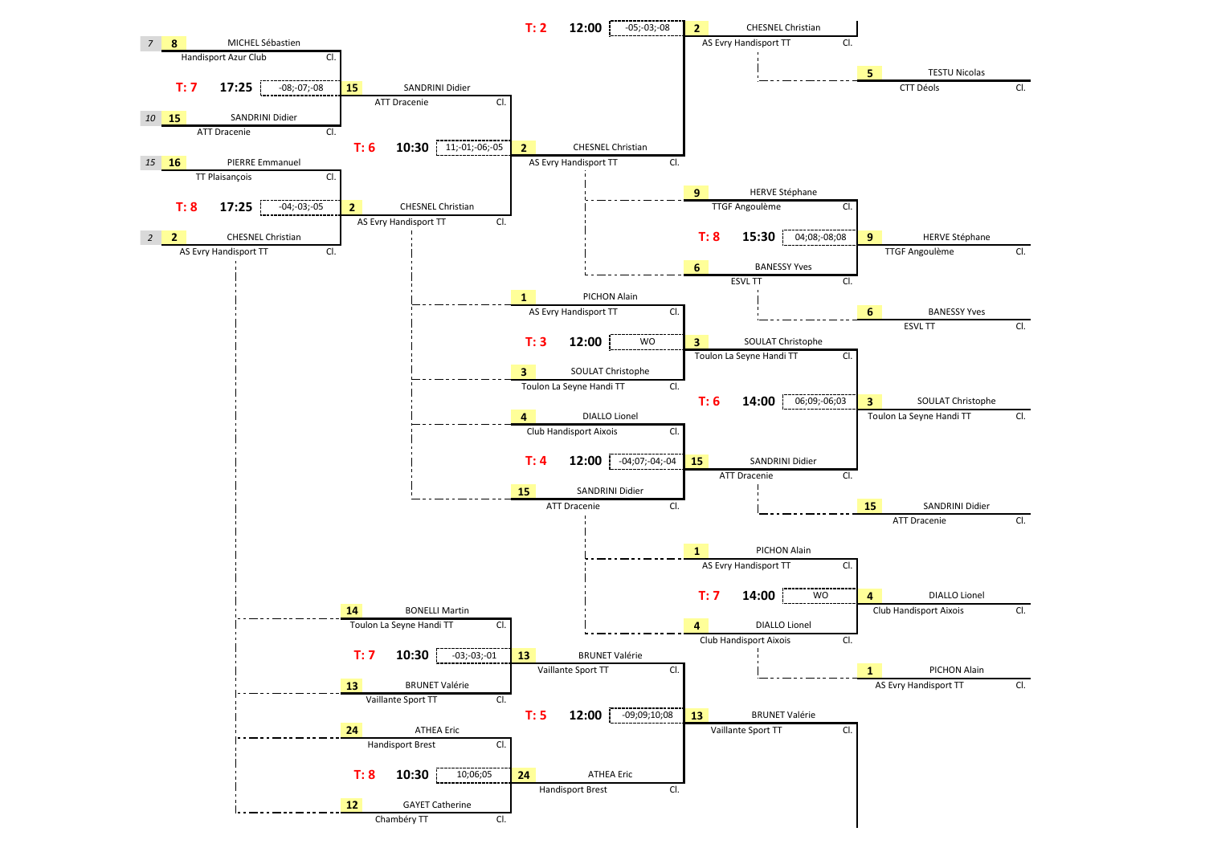## Tableau (suite)

| Match | Table | Heure | Joueur 1 | Joueur 2 | Score | Vainqueur |
|---|---|---|---|---|---|---|
| | T: 7 | 17:25 | 7 – 8 MICHEL Sébastien (Handisport Azur Club) | 10 – 15 SANDRINI Didier (ATT Dracenie) | -08;-07;-08 | 15 SANDRINI Didier (ATT Dracenie) |
| | T: 8 | 17:25 | 15 – 16 PIERRE Emmanuel (TT Plaisançois) | 2 – 2 CHESNEL Christian (AS Evry Handisport TT) | -04;-03;-05 | 2 CHESNEL Christian (AS Evry Handisport TT) |
| | T: 6 | 10:30 | 15 SANDRINI Didier (ATT Dracenie) | 2 CHESNEL Christian (AS Evry Handisport TT) | 11;-01;-06;-05 | 2 CHESNEL Christian (AS Evry Handisport TT) |
| | T: 2 | 12:00 | | | -05;-03;-08 | 2 CHESNEL Christian (AS Evry Handisport TT) |
| | | | | | | 5 TESTU Nicolas (CTT Déols) |
| | T: 8 | 15:30 | 9 HERVE Stéphane (TTGF Angoulème) | 6 BANESSY Yves (ESVL TT) | 04;08;-08;08 | 9 HERVE Stéphane (TTGF Angoulème) |
| | | | | | | 6 BANESSY Yves (ESVL TT) |
| | T: 3 | 12:00 | 1 PICHON Alain (AS Evry Handisport TT) | 3 SOULAT Christophe (Toulon La Seyne Handi TT) | WO | 3 SOULAT Christophe (Toulon La Seyne Handi TT) |
| | T: 4 | 12:00 | 4 DIALLO Lionel (Club Handisport Aixois) | 15 SANDRINI Didier (ATT Dracenie) | -04;07;-04;-04 | 15 SANDRINI Didier (ATT Dracenie) |
| | T: 6 | 14:00 | 3 SOULAT Christophe (Toulon La Seyne Handi TT) | 15 SANDRINI Didier (ATT Dracenie) | 06;09;-06;03 | 3 SOULAT Christophe (Toulon La Seyne Handi TT) |
| | | | | | | 15 SANDRINI Didier (ATT Dracenie) |
| | T: 7 | 14:00 | 1 PICHON Alain (AS Evry Handisport TT) | 4 DIALLO Lionel (Club Handisport Aixois) | WO | 4 DIALLO Lionel (Club Handisport Aixois) |
| | | | | | | 1 PICHON Alain (AS Evry Handisport TT) |
| | T: 7 | 10:30 | 14 BONELLI Martin (Toulon La Seyne Handi TT) | 13 BRUNET Valérie (Vaillante Sport TT) | -03;-03;-01 | 13 BRUNET Valérie (Vaillante Sport TT) |
| | T: 8 | 10:30 | 24 ATHEA Eric (Handisport Brest) | 12 GAYET Catherine (Chambéry TT) | 10;06;05 | 24 ATHEA Eric (Handisport Brest) |
| | T: 5 | 12:00 | 13 BRUNET Valérie (Vaillante Sport TT) | 24 ATHEA Eric (Handisport Brest) | -09;09;10;08 | 13 BRUNET Valérie (Vaillante Sport TT) |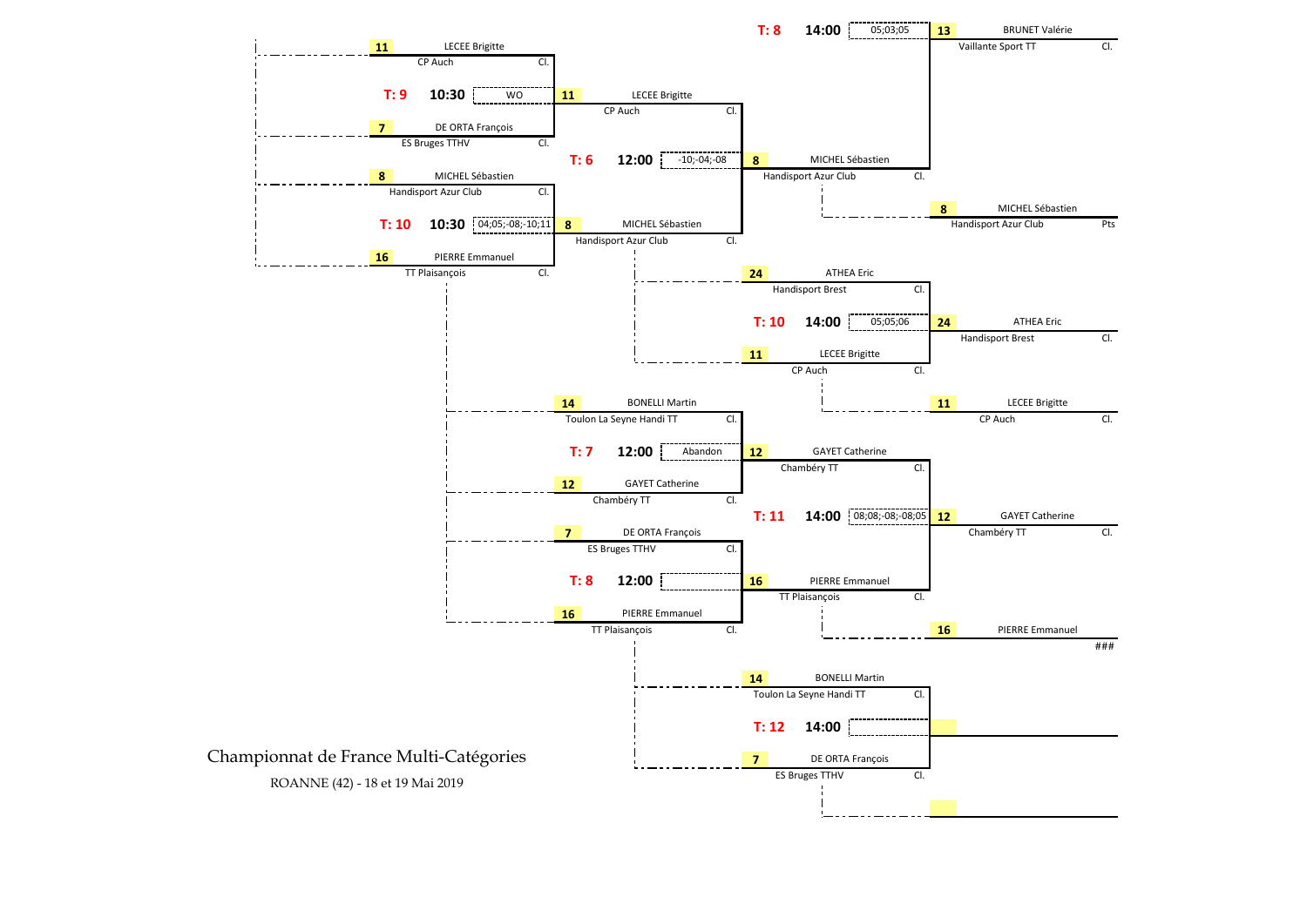## Championnat de France Multi-Catégories

ROANNE (42) - 18 et 19 Mai 2019

### Premier tour

| Table | Heure | Joueur 1 | Club | Joueur 2 | Club | Score | Vainqueur |
|---|---|---|---|---|---|---|---|
| T: 9 | 10:30 | 11 LECEE Brigitte | CP Auch | 7 DE ORTA François | ES Bruges TTHV | WO | 11 LECEE Brigitte (CP Auch) |
| T: 10 | 10:30 | 8 MICHEL Sébastien | Handisport Azur Club | 16 PIERRE Emmanuel | TT Plaisançois | 04;05;-08;-10;11 | 8 MICHEL Sébastien (Handisport Azur Club) |

### Deuxième tour

| Table | Heure | Joueur 1 | Club | Joueur 2 | Club | Score | Vainqueur |
|---|---|---|---|---|---|---|---|
| T: 6 | 12:00 | 11 LECEE Brigitte | CP Auch | 8 MICHEL Sébastien | Handisport Azur Club | -10;-04;-08 | 8 MICHEL Sébastien (Handisport Azur Club) |
| T: 7 | 12:00 | 14 BONELLI Martin | Toulon La Seyne Handi TT | 12 GAYET Catherine | Chambéry TT | Abandon | 12 GAYET Catherine (Chambéry TT) |
| T: 8 | 12:00 | 7 DE ORTA François | ES Bruges TTHV | 16 PIERRE Emmanuel | TT Plaisançois | | 16 PIERRE Emmanuel (TT Plaisançois) |

### Troisième tour

| Table | Heure | Joueur 1 | Club | Joueur 2 | Club | Score | Vainqueur | Perdant |
|---|---|---|---|---|---|---|---|---|
| T: 8 | 14:00 | 13 BRUNET Valérie | Vaillante Sport TT | 8 MICHEL Sébastien | Handisport Azur Club | 05;03;05 | 13 BRUNET Valérie (Vaillante Sport TT) Cl. | 8 MICHEL Sébastien (Handisport Azur Club) Pts |
| T: 10 | 14:00 | 24 ATHEA Eric | Handisport Brest | 11 LECEE Brigitte | CP Auch | 05;05;06 | 24 ATHEA Eric (Handisport Brest) Cl. | 11 LECEE Brigitte (CP Auch) Cl. |
| T: 11 | 14:00 | 12 GAYET Catherine | Chambéry TT | 16 PIERRE Emmanuel | TT Plaisançois | 08;08;-08;-08;05 | 12 GAYET Catherine (Chambéry TT) Cl. | 16 PIERRE Emmanuel ### |
| T: 12 | 14:00 | 14 BONELLI Martin | Toulon La Seyne Handi TT | 7 DE ORTA François | ES Bruges TTHV | | | |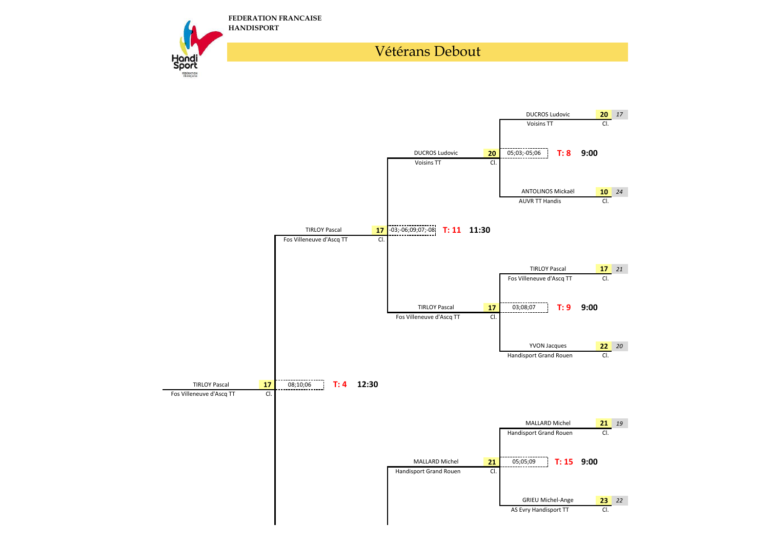FEDERATION FRANCAISE
HANDISPORT

# Vétérans Debout

| Joueur | Club | N° | Cl. |
|---|---|---|---|
| DUCROS Ludovic | Voisins TT | 20 | 17 |
| ANTOLINOS Mickaël | AUVR TT Handis | 10 | 24 |
| TIRLOY Pascal | Fos Villeneuve d'Ascq TT | 17 | 21 |
| YVON Jacques | Handisport Grand Rouen | 22 | 20 |
| MALLARD Michel | Handisport Grand Rouen | 21 | 19 |
| GRIEU Michel-Ange | AS Evry Handisport TT | 23 | 22 |

| Match | Table | Heure | Vainqueur | Club | N° | Score |
|---|---|---|---|---|---|---|
| DUCROS Ludovic / ANTOLINOS Mickaël | T: 8 | 9:00 | DUCROS Ludovic | Voisins TT | 20 | 05;03;-05;06 |
| TIRLOY Pascal / YVON Jacques | T: 9 | 9:00 | TIRLOY Pascal | Fos Villeneuve d'Ascq TT | 17 | 03;08;07 |
| MALLARD Michel / GRIEU Michel-Ange | T: 15 | 9:00 | MALLARD Michel | Handisport Grand Rouen | 21 | 05;05;09 |
| DUCROS Ludovic / TIRLOY Pascal | T: 11 | 11:30 | TIRLOY Pascal | Fos Villeneuve d'Ascq TT | 17 | -03;-06;09;07;-08 |
| TIRLOY Pascal / MALLARD Michel | T: 4 | 12:30 | TIRLOY Pascal | Fos Villeneuve d'Ascq TT | 17 | 08;10;06 |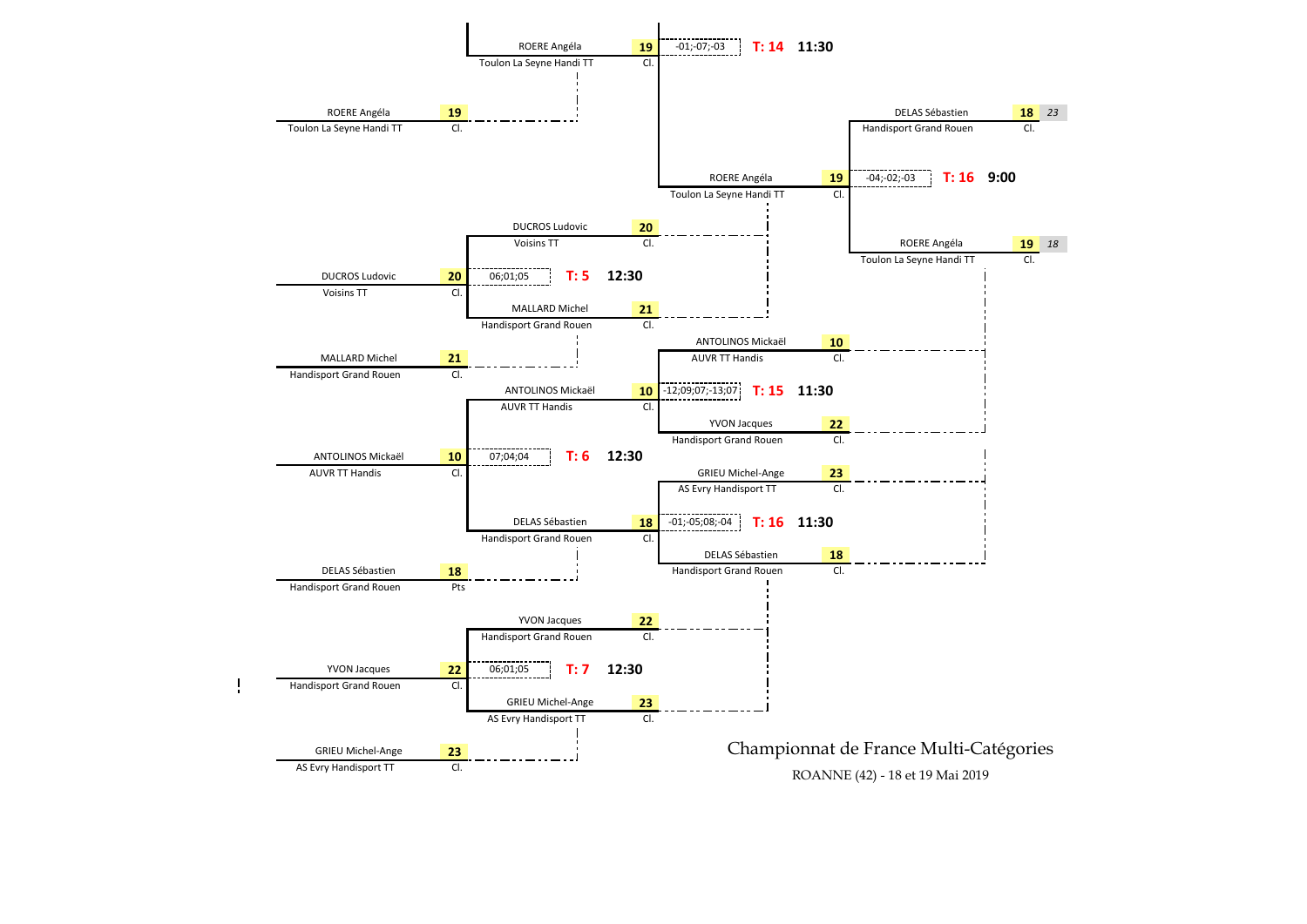ROERE Angéla
Toulon La Seyne Handi TT
19
Cl.
-01;-07;-03
T: 14 11:30

ROERE Angéla
Toulon La Seyne Handi TT
19
Cl.

DELAS Sébastien
Handisport Grand Rouen
18
23
Cl.

ROERE Angéla
Toulon La Seyne Handi TT
19
Cl.
-04;-02;-03
T: 16 9:00

ROERE Angéla
Toulon La Seyne Handi TT
19
18
Cl.

DUCROS Ludovic
Voisins TT
20
Cl.

DUCROS Ludovic
Voisins TT
20
Cl.
06;01;05
T: 5 12:30

MALLARD Michel
Handisport Grand Rouen
21
Cl.

MALLARD Michel
Handisport Grand Rouen
21
Cl.

ANTOLINOS Mickaël
AUVR TT Handis
10
Cl.
-12;09;07;-13;07
T: 15 11:30

ANTOLINOS Mickaël
AUVR TT Handis
10
Cl.

YVON Jacques
Handisport Grand Rouen
22
Cl.

ANTOLINOS Mickaël
AUVR TT Handis
10
Cl.
07;04;04
T: 6 12:30

GRIEU Michel-Ange
AS Evry Handisport TT
23
Cl.
-01;-05;08;-04
T: 16 11:30

DELAS Sébastien
Handisport Grand Rouen
18
Cl.

DELAS Sébastien
Handisport Grand Rouen
18
Cl.

DELAS Sébastien
Handisport Grand Rouen
18
Pts

YVON Jacques
Handisport Grand Rouen
22
Cl.

YVON Jacques
Handisport Grand Rouen
22
Cl.
06;01;05
T: 7 12:30

GRIEU Michel-Ange
AS Evry Handisport TT
23
Cl.

GRIEU Michel-Ange
AS Evry Handisport TT
23
Cl.

Championnat de France Multi-Catégories

ROANNE (42) - 18 et 19 Mai 2019